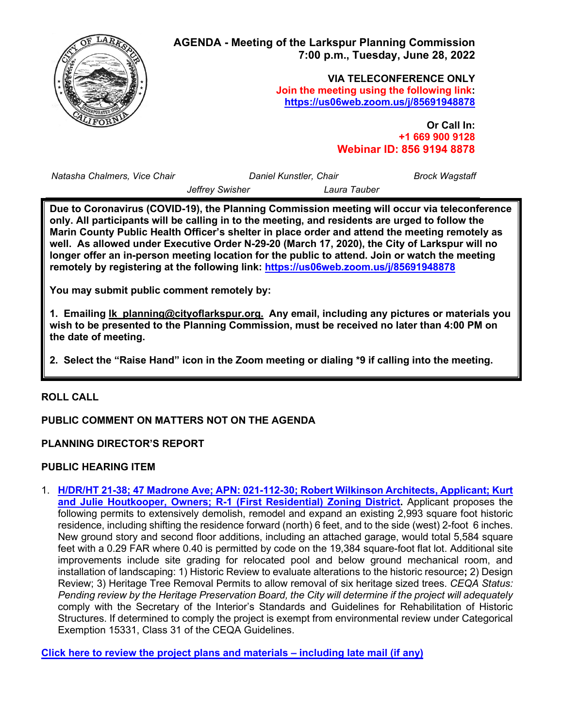# AGENDA - Meeting of the Larkspur Planning Commission
**7:00 p.m., Tuesday, June 28, 2022**

**VIA TELECONFERENCE ONLY**
**Join the meeting using the following link: https://us06web.zoom.us/j/85691948878**

**Or Call In:**
**+1 669 900 9128**
**Webinar ID: 856 9194 8878**

*Natasha Chalmers, Vice Chair* *Daniel Kunstler, Chair* *Brock Wagstaff*
*Jeffrey Swisher* *Laura Tauber*

**Due to Coronavirus (COVID-19), the Planning Commission meeting will occur via teleconference only. All participants will be calling in to the meeting, and residents are urged to follow the Marin County Public Health Officer's shelter in place order and attend the meeting remotely as well. As allowed under Executive Order N-29-20 (March 17, 2020), the City of Larkspur will no longer offer an in-person meeting location for the public to attend. Join or watch the meeting remotely by registering at the following link: https://us06web.zoom.us/j/85691948878**

**You may submit public comment remotely by:**

**1. Emailing lk_planning@cityoflarkspur.org. Any email, including any pictures or materials you wish to be presented to the Planning Commission, must be received no later than 4:00 PM on the date of meeting.**

**2. Select the "Raise Hand" icon in the Zoom meeting or dialing *9 if calling into the meeting.**

## ROLL CALL

## PUBLIC COMMENT ON MATTERS NOT ON THE AGENDA

## PLANNING DIRECTOR'S REPORT

## PUBLIC HEARING ITEM

1. **H/DR/HT 21-38; 47 Madrone Ave; APN: 021-112-30; Robert Wilkinson Architects, Applicant; Kurt and Julie Houtkooper, Owners; R-1 (First Residential) Zoning District.** Applicant proposes the following permits to extensively demolish, remodel and expand an existing 2,993 square foot historic residence, including shifting the residence forward (north) 6 feet, and to the side (west) 2-foot 6 inches. New ground story and second floor additions, including an attached garage, would total 5,584 square feet with a 0.29 FAR where 0.40 is permitted by code on the 19,384 square-foot flat lot. Additional site improvements include site grading for relocated pool and below ground mechanical room, and installation of landscaping: 1) Historic Review to evaluate alterations to the historic resource**;** 2) Design Review; 3) Heritage Tree Removal Permits to allow removal of six heritage sized trees. *CEQA Status: Pending review by the Heritage Preservation Board, the City will determine if the project will adequately* comply with the Secretary of the Interior's Standards and Guidelines for Rehabilitation of Historic Structures. If determined to comply the project is exempt from environmental review under Categorical Exemption 15331, Class 31 of the CEQA Guidelines.

**Click here to review the project plans and materials – including late mail (if any)**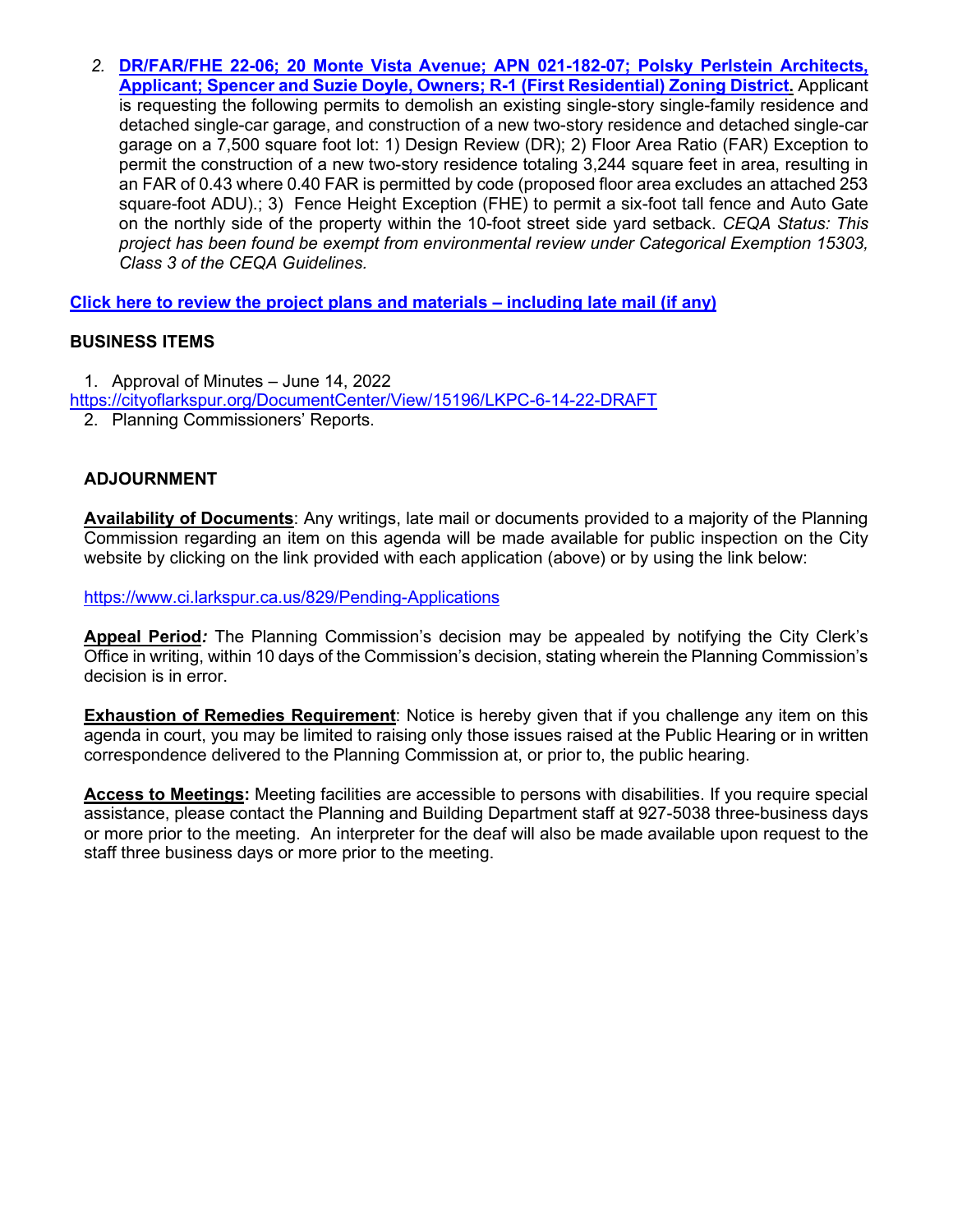2. **DR/FAR/FHE 22-06; 20 Monte Vista Avenue; APN 021-182-07; Polsky Perlstein Architects, Applicant; Spencer and Suzie Doyle, Owners; R-1 (First Residential) Zoning District.** Applicant is requesting the following permits to demolish an existing single-story single-family residence and detached single-car garage, and construction of a new two-story residence and detached single-car garage on a 7,500 square foot lot: 1) Design Review (DR); 2) Floor Area Ratio (FAR) Exception to permit the construction of a new two-story residence totaling 3,244 square feet in area, resulting in an FAR of 0.43 where 0.40 FAR is permitted by code (proposed floor area excludes an attached 253 square-foot ADU).; 3) Fence Height Exception (FHE) to permit a six-foot tall fence and Auto Gate on the northly side of the property within the 10-foot street side yard setback. *CEQA Status: This project has been found be exempt from environmental review under Categorical Exemption 15303, Class 3 of the CEQA Guidelines.*

**Click here to review the project plans and materials – including late mail (if any)**

**BUSINESS ITEMS**

1. Approval of Minutes – June 14, 2022
https://cityoflarkspur.org/DocumentCenter/View/15196/LKPC-6-14-22-DRAFT
2. Planning Commissioners' Reports.

**ADJOURNMENT**

**Availability of Documents**: Any writings, late mail or documents provided to a majority of the Planning Commission regarding an item on this agenda will be made available for public inspection on the City website by clicking on the link provided with each application (above) or by using the link below:

https://www.ci.larkspur.ca.us/829/Pending-Applications

**Appeal Period***:* The Planning Commission's decision may be appealed by notifying the City Clerk's Office in writing, within 10 days of the Commission's decision, stating wherein the Planning Commission's decision is in error.

**Exhaustion of Remedies Requirement**: Notice is hereby given that if you challenge any item on this agenda in court, you may be limited to raising only those issues raised at the Public Hearing or in written correspondence delivered to the Planning Commission at, or prior to, the public hearing.

**Access to Meetings:** Meeting facilities are accessible to persons with disabilities. If you require special assistance, please contact the Planning and Building Department staff at 927-5038 three-business days or more prior to the meeting. An interpreter for the deaf will also be made available upon request to the staff three business days or more prior to the meeting.